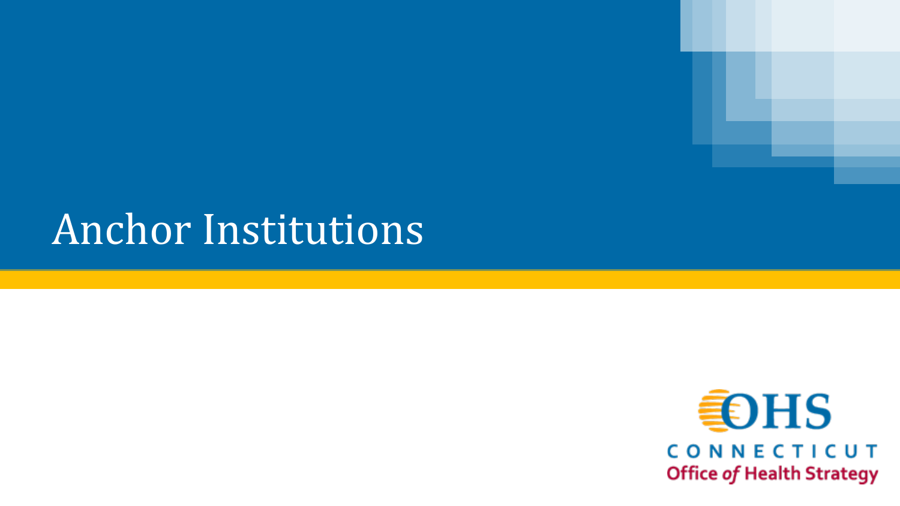# Anchor Institutions

OHS
CONNECTICUT
Office of Health Strategy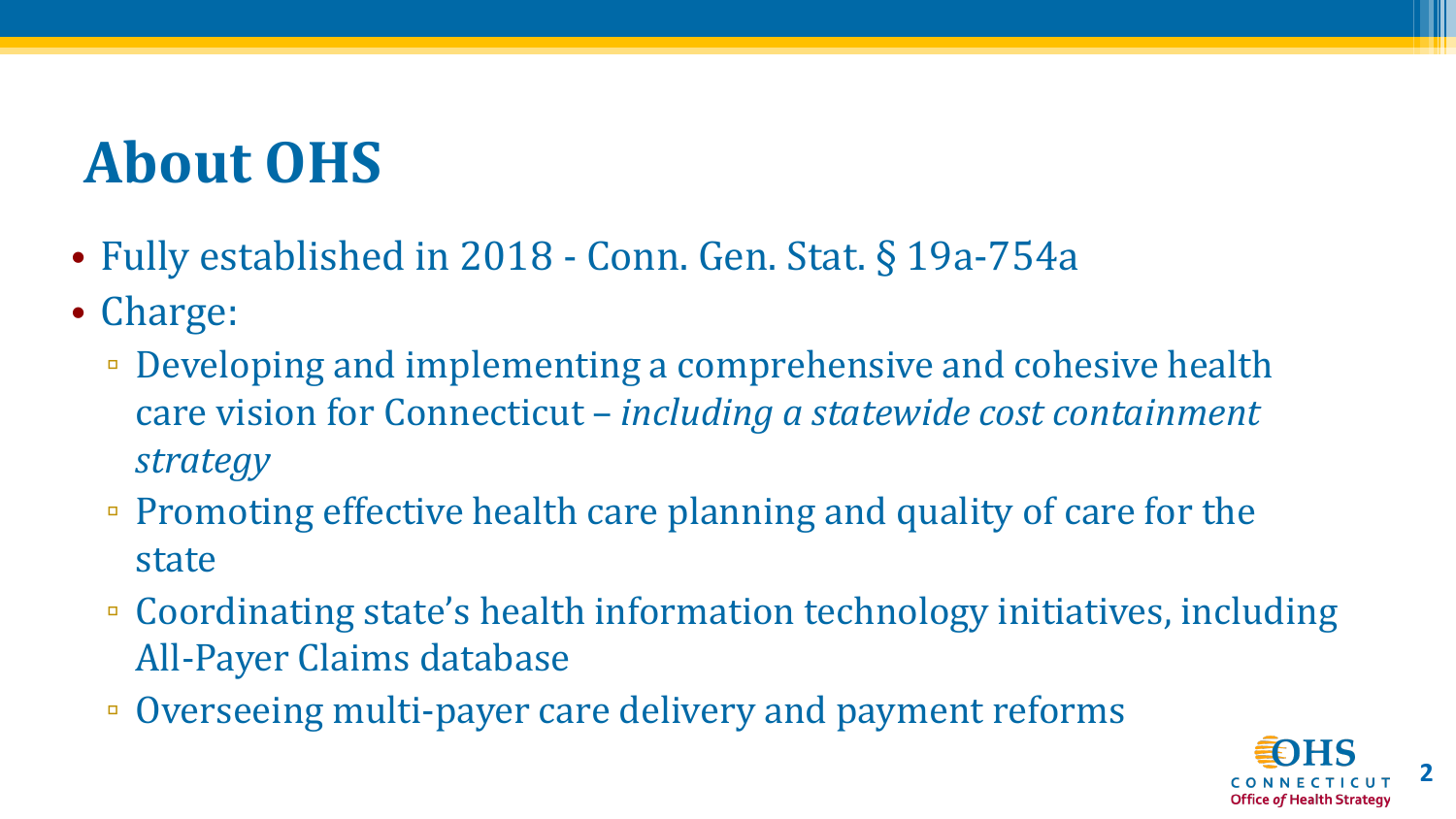# About OHS

- Fully established in 2018 - Conn. Gen. Stat. § 19a-754a
- Charge:
  - Developing and implementing a comprehensive and cohesive health care vision for Connecticut – *including a statewide cost containment strategy*
  - Promoting effective health care planning and quality of care for the state
  - Coordinating state's health information technology initiatives, including All-Payer Claims database
  - Overseeing multi-payer care delivery and payment reforms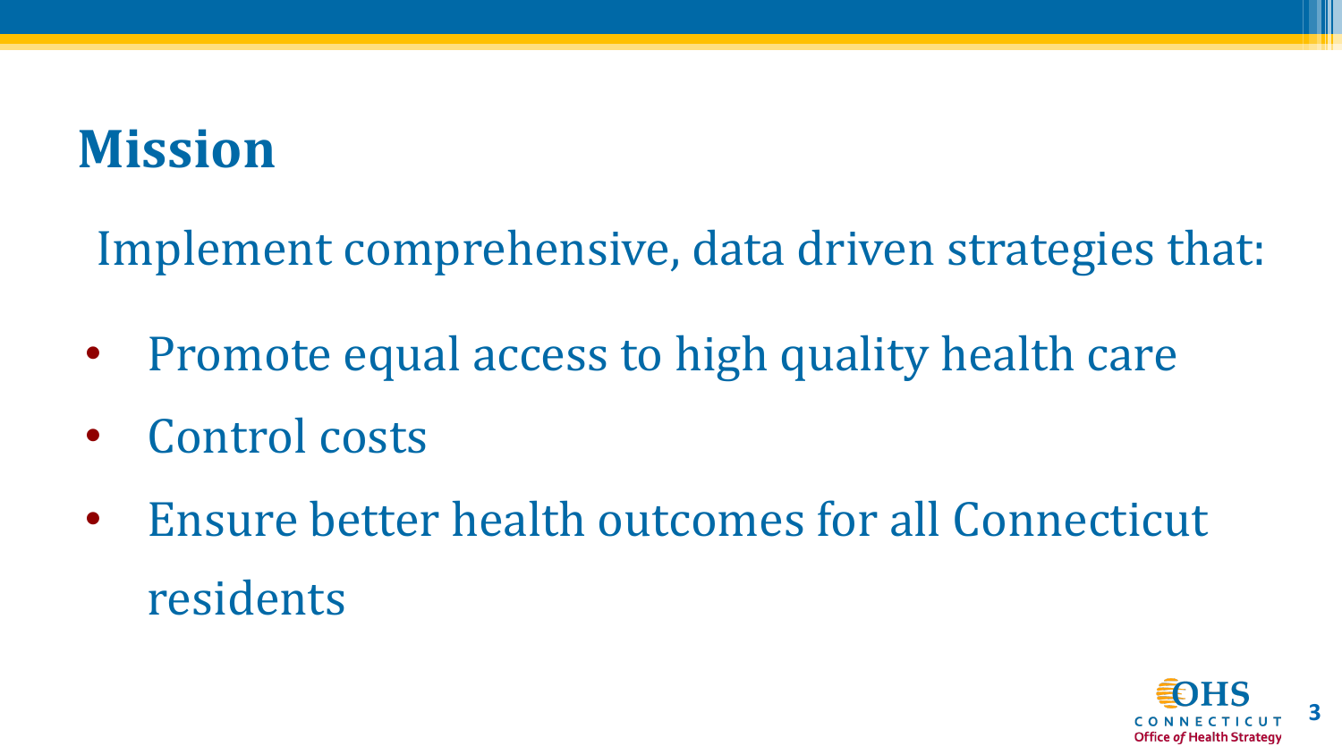# Mission

Implement comprehensive, data driven strategies that:

- Promote equal access to high quality health care
- Control costs
- Ensure better health outcomes for all Connecticut residents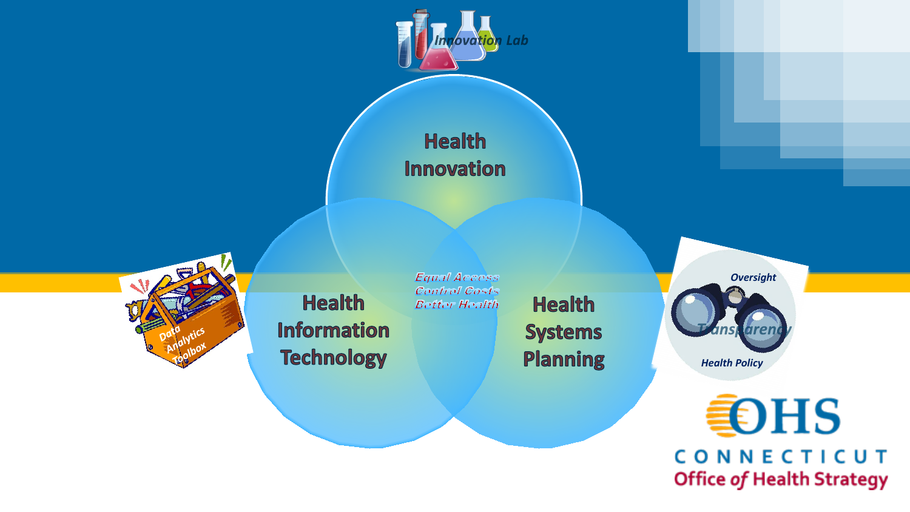Innovation Lab

Health Innovation

Health Information Technology

Health Systems Planning

Equal Access
Control Costs
Better Health

Data Analytics Toolbox

Oversight

Transparency

Health Policy

OHS CONNECTICUT Office of Health Strategy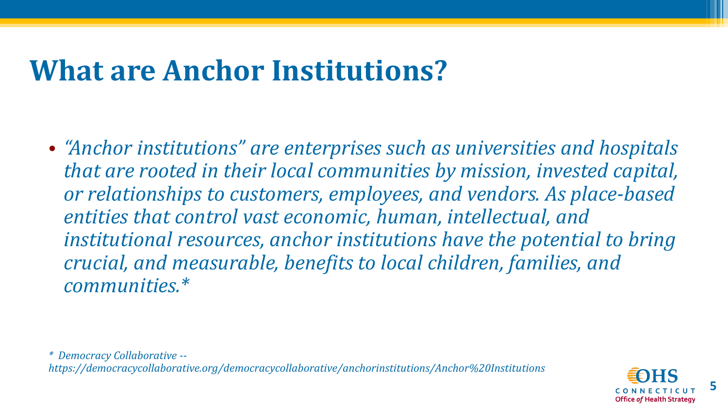# What are Anchor Institutions?

- *"Anchor institutions" are enterprises such as universities and hospitals that are rooted in their local communities by mission, invested capital, or relationships to customers, employees, and vendors. As place-based entities that control vast economic, human, intellectual, and institutional resources, anchor institutions have the potential to bring crucial, and measurable, benefits to local children, families, and communities.**

*\* Democracy Collaborative -- https://democracycollaborative.org/democracycollaborative/anchorinstitutions/Anchor%20Institutions*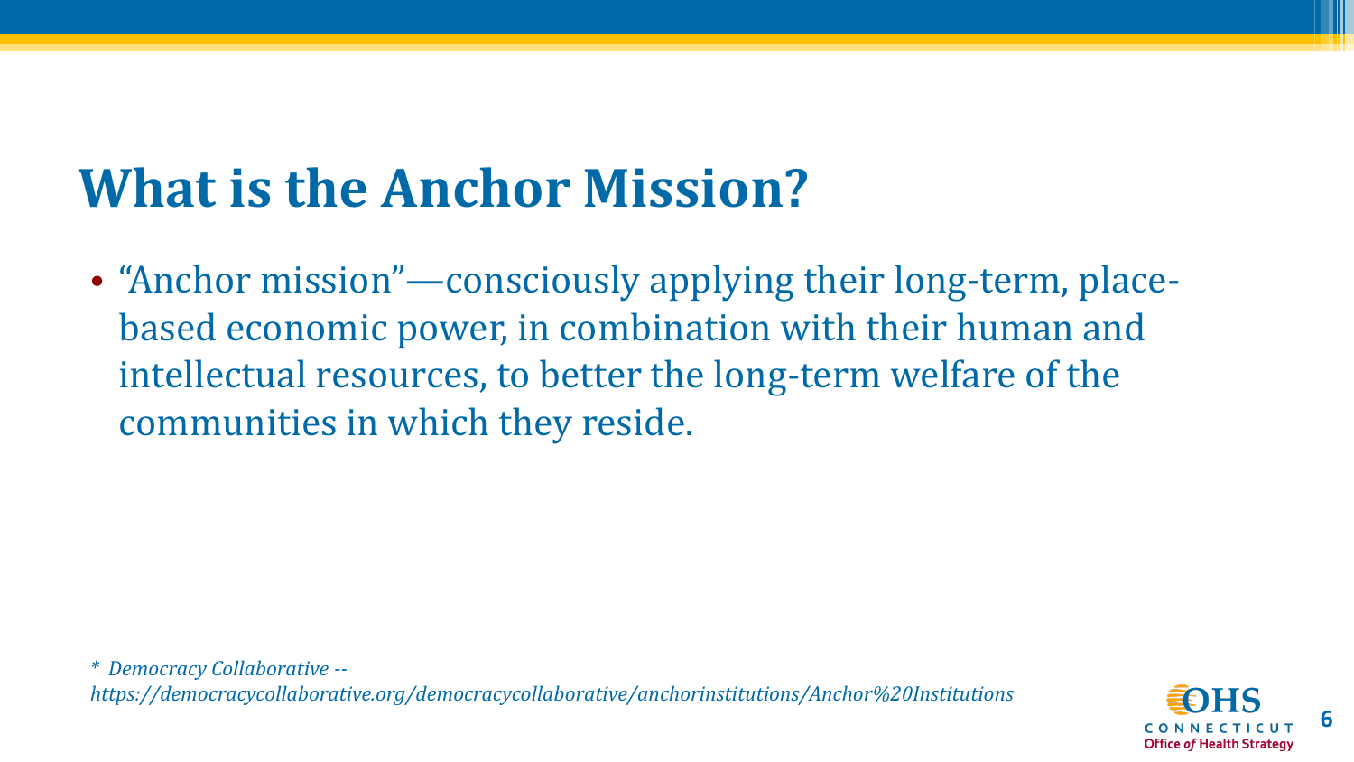# What is the Anchor Mission?

- "Anchor mission"—consciously applying their long-term, place-based economic power, in combination with their human and intellectual resources, to better the long-term welfare of the communities in which they reside.

*\* Democracy Collaborative -- https://democracycollaborative.org/democracycollaborative/anchorinstitutions/Anchor%20Institutions*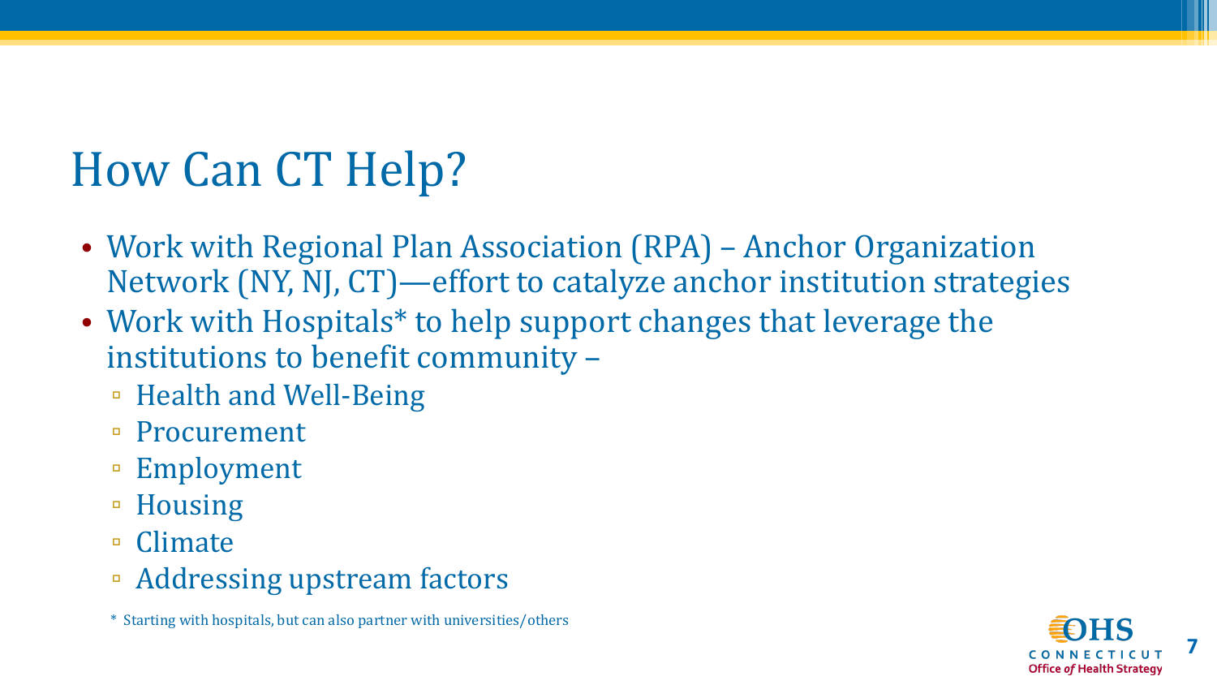# How Can CT Help?

- Work with Regional Plan Association (RPA) – Anchor Organization Network (NY, NJ, CT)—effort to catalyze anchor institution strategies
- Work with Hospitals* to help support changes that leverage the institutions to benefit community –
  - Health and Well-Being
  - Procurement
  - Employment
  - Housing
  - Climate
  - Addressing upstream factors

\* Starting with hospitals, but can also partner with universities/others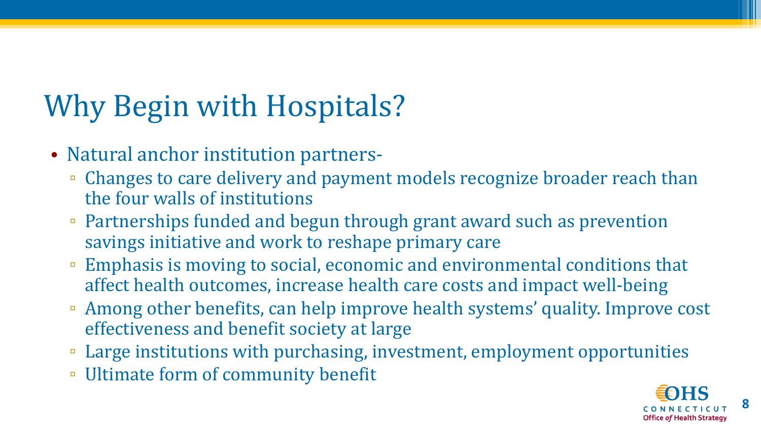# Why Begin with Hospitals?

- Natural anchor institution partners-
  - Changes to care delivery and payment models recognize broader reach than the four walls of institutions
  - Partnerships funded and begun through grant award such as prevention savings initiative and work to reshape primary care
  - Emphasis is moving to social, economic and environmental conditions that affect health outcomes, increase health care costs and impact well-being
  - Among other benefits, can help improve health systems' quality. Improve cost effectiveness and benefit society at large
  - Large institutions with purchasing, investment, employment opportunities
  - Ultimate form of community benefit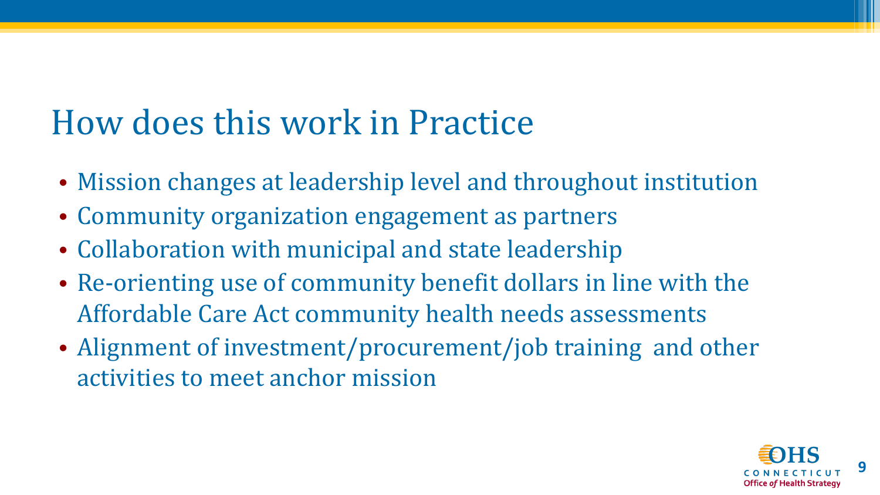# How does this work in Practice

- Mission changes at leadership level and throughout institution
- Community organization engagement as partners
- Collaboration with municipal and state leadership
- Re-orienting use of community benefit dollars in line with the Affordable Care Act community health needs assessments
- Alignment of investment/procurement/job training and other activities to meet anchor mission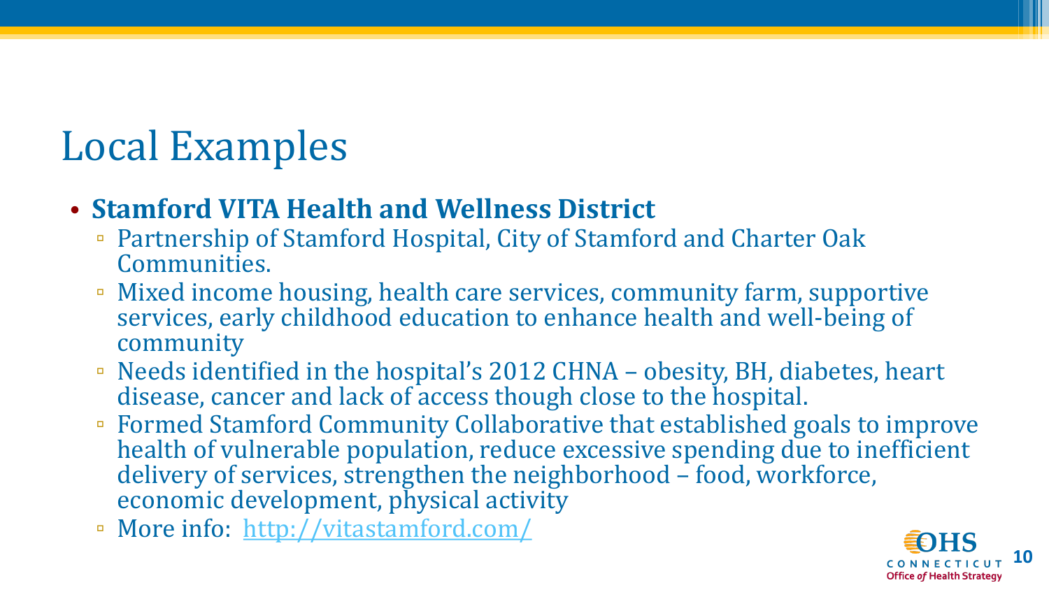# Local Examples

- **Stamford VITA Health and Wellness District**
  - Partnership of Stamford Hospital, City of Stamford and Charter Oak Communities.
  - Mixed income housing, health care services, community farm, supportive services, early childhood education to enhance health and well-being of community
  - Needs identified in the hospital's 2012 CHNA – obesity, BH, diabetes, heart disease, cancer and lack of access though close to the hospital.
  - Formed Stamford Community Collaborative that established goals to improve health of vulnerable population, reduce excessive spending due to inefficient delivery of services, strengthen the neighborhood – food, workforce, economic development, physical activity
  - More info: [http://vitastamford.com/](http://vitastamford.com/)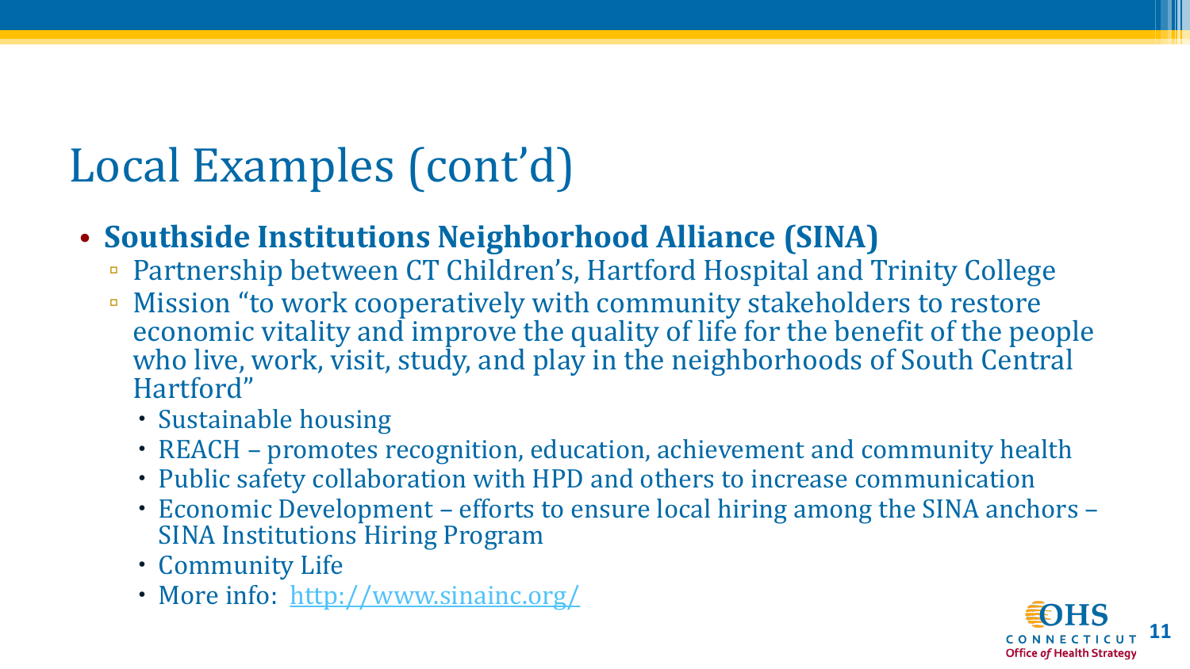# Local Examples (cont'd)

- **Southside Institutions Neighborhood Alliance (SINA)**
  - Partnership between CT Children's, Hartford Hospital and Trinity College
  - Mission "to work cooperatively with community stakeholders to restore economic vitality and improve the quality of life for the benefit of the people who live, work, visit, study, and play in the neighborhoods of South Central Hartford"
    - Sustainable housing
    - REACH – promotes recognition, education, achievement and community health
    - Public safety collaboration with HPD and others to increase communication
    - Economic Development – efforts to ensure local hiring among the SINA anchors – SINA Institutions Hiring Program
    - Community Life
    - More info: http://www.sinainc.org/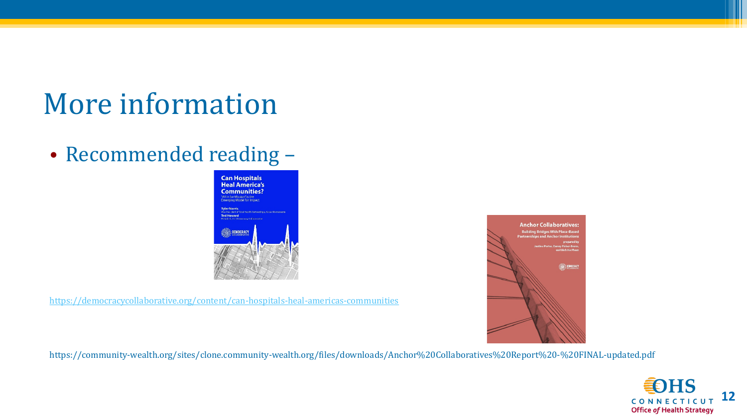# More information

- Recommended reading –

https://democracycollaborative.org/content/can-hospitals-heal-americas-communities

https://community-wealth.org/sites/clone.community-wealth.org/files/downloads/Anchor%20Collaboratives%20Report%20-%20FINAL-updated.pdf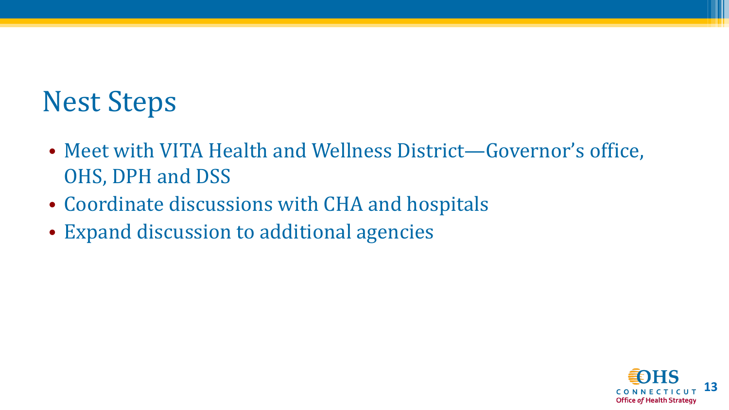# Nest Steps

- Meet with VITA Health and Wellness District—Governor's office, OHS, DPH and DSS
- Coordinate discussions with CHA and hospitals
- Expand discussion to additional agencies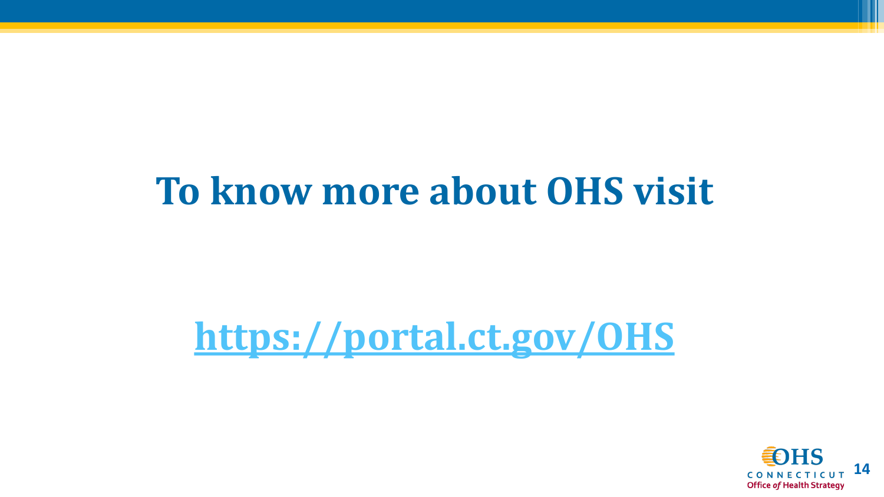# To know more about OHS visit

[https://portal.ct.gov/OHS](https://portal.ct.gov/OHS)